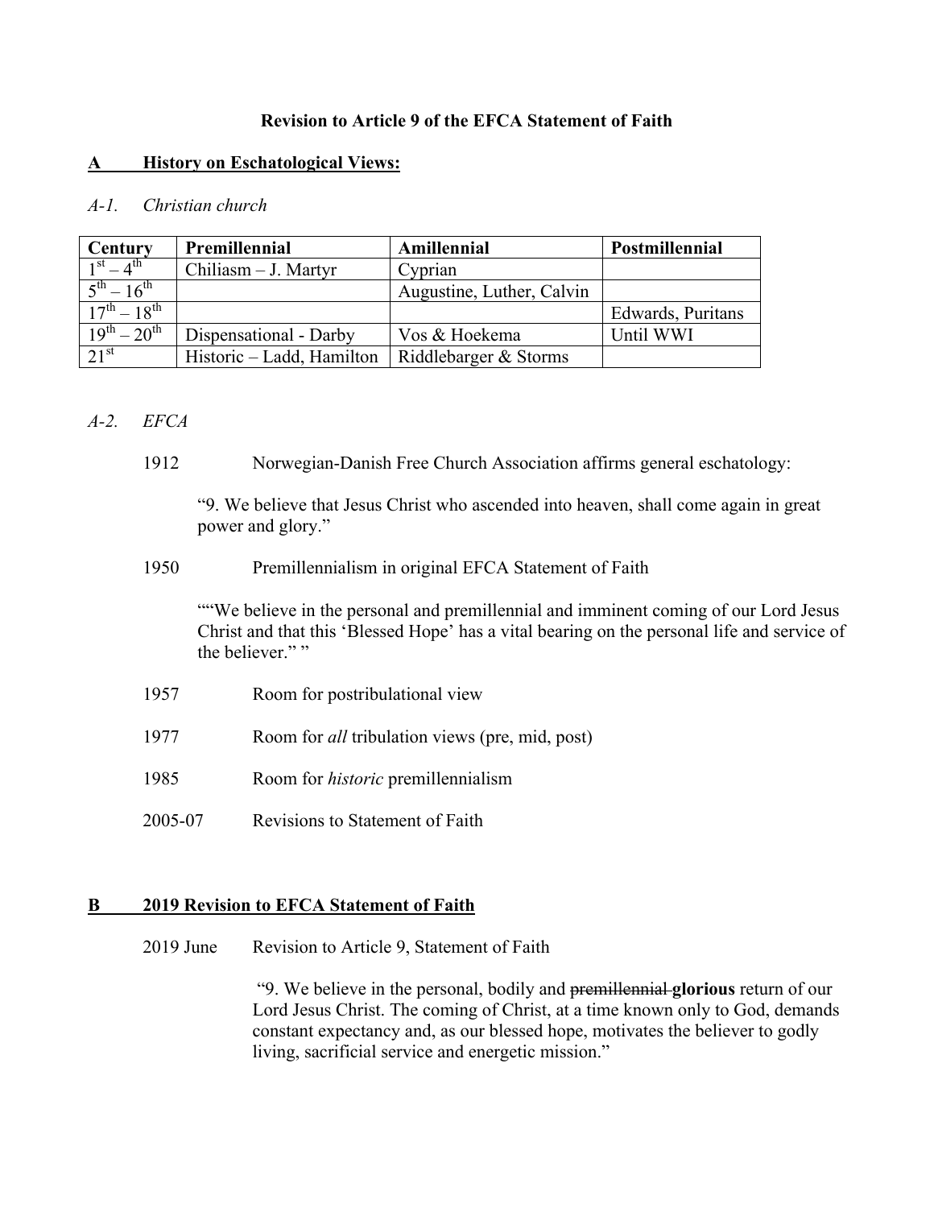# Revision to Article 9 of the EFCA Statement of Faith

## A History on Eschatological Views:

### *A-1. Christian church*

| Century | Premillennial | Amillennial | Postmillennial |
|---|---|---|---|
| 1st – 4th | Chiliasm – J. Martyr | Cyprian | |
| 5th – 16th | | Augustine, Luther, Calvin | |
| 17th – 18th | | | Edwards, Puritans |
| 19th – 20th | Dispensational - Darby | Vos & Hoekema | Until WWI |
| 21st | Historic – Ladd, Hamilton | Riddlebarger & Storms | |

### *A-2. EFCA*

1912 Norwegian-Danish Free Church Association affirms general eschatology:

> "9. We believe that Jesus Christ who ascended into heaven, shall come again in great power and glory."

1950 Premillennialism in original EFCA Statement of Faith

> ""We believe in the personal and premillennial and imminent coming of our Lord Jesus Christ and that this 'Blessed Hope' has a vital bearing on the personal life and service of the believer." "

1957 Room for postribulational view

1977 Room for *all* tribulation views (pre, mid, post)

1985 Room for *historic* premillennialism

2005-07 Revisions to Statement of Faith

## B 2019 Revision to EFCA Statement of Faith

2019 June Revision to Article 9, Statement of Faith

> "9. We believe in the personal, bodily and ~~premillennial~~ **glorious** return of our Lord Jesus Christ. The coming of Christ, at a time known only to God, demands constant expectancy and, as our blessed hope, motivates the believer to godly living, sacrificial service and energetic mission."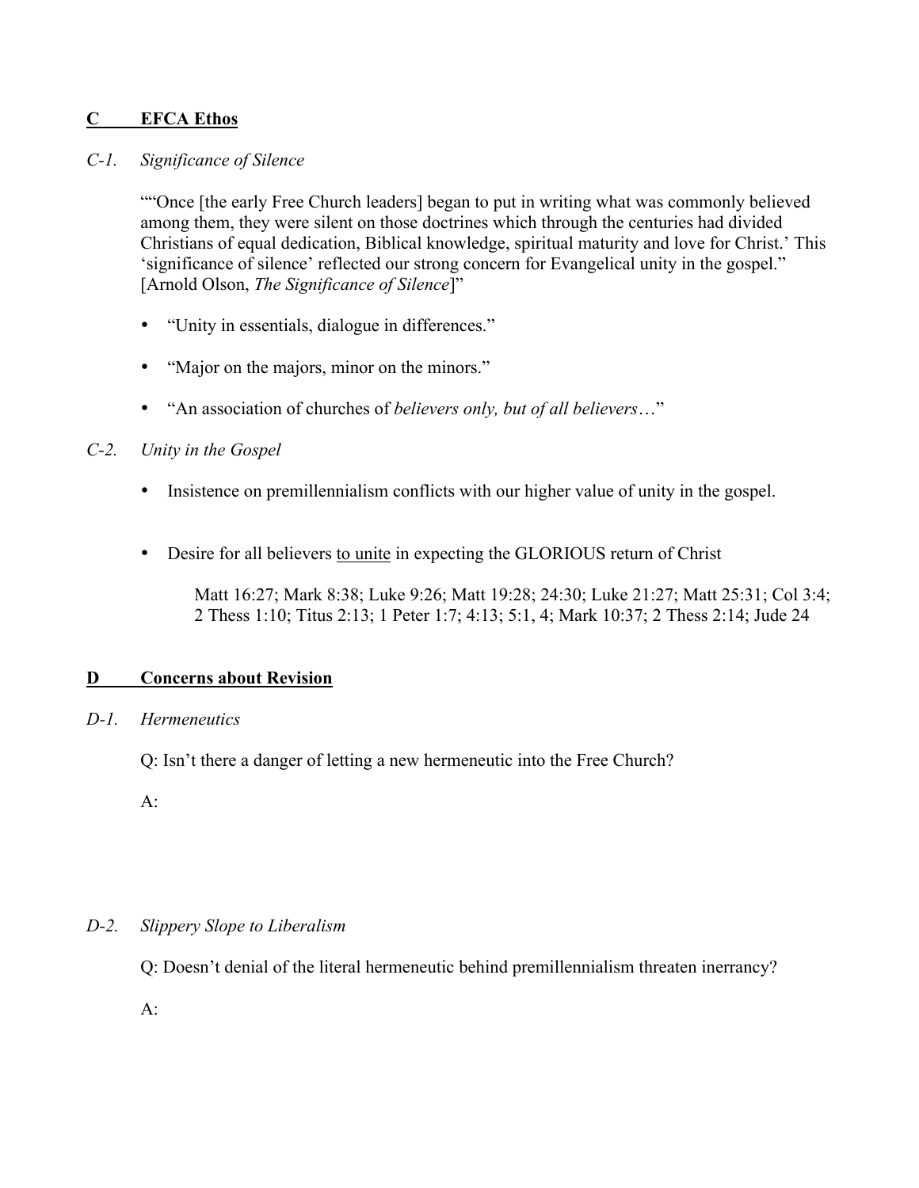## C EFCA Ethos

### *C-1. Significance of Silence*

““Once [the early Free Church leaders] began to put in writing what was commonly believed among them, they were silent on those doctrines which through the centuries had divided Christians of equal dedication, Biblical knowledge, spiritual maturity and love for Christ.’ This ‘significance of silence’ reflected our strong concern for Evangelical unity in the gospel.” [Arnold Olson, *The Significance of Silence*]”

- “Unity in essentials, dialogue in differences.”
- “Major on the majors, minor on the minors.”
- “An association of churches of *believers only, but of all believers*…”

### *C-2. Unity in the Gospel*

- Insistence on premillennialism conflicts with our higher value of unity in the gospel.
- Desire for all believers <u>to unite</u> in expecting the GLORIOUS return of Christ

  Matt 16:27; Mark 8:38; Luke 9:26; Matt 19:28; 24:30; Luke 21:27; Matt 25:31; Col 3:4; 2 Thess 1:10; Titus 2:13; 1 Peter 1:7; 4:13; 5:1, 4; Mark 10:37; 2 Thess 2:14; Jude 24

## D Concerns about Revision

### *D-1. Hermeneutics*

Q: Isn’t there a danger of letting a new hermeneutic into the Free Church?

A:

### *D-2. Slippery Slope to Liberalism*

Q: Doesn’t denial of the literal hermeneutic behind premillennialism threaten inerrancy?

A: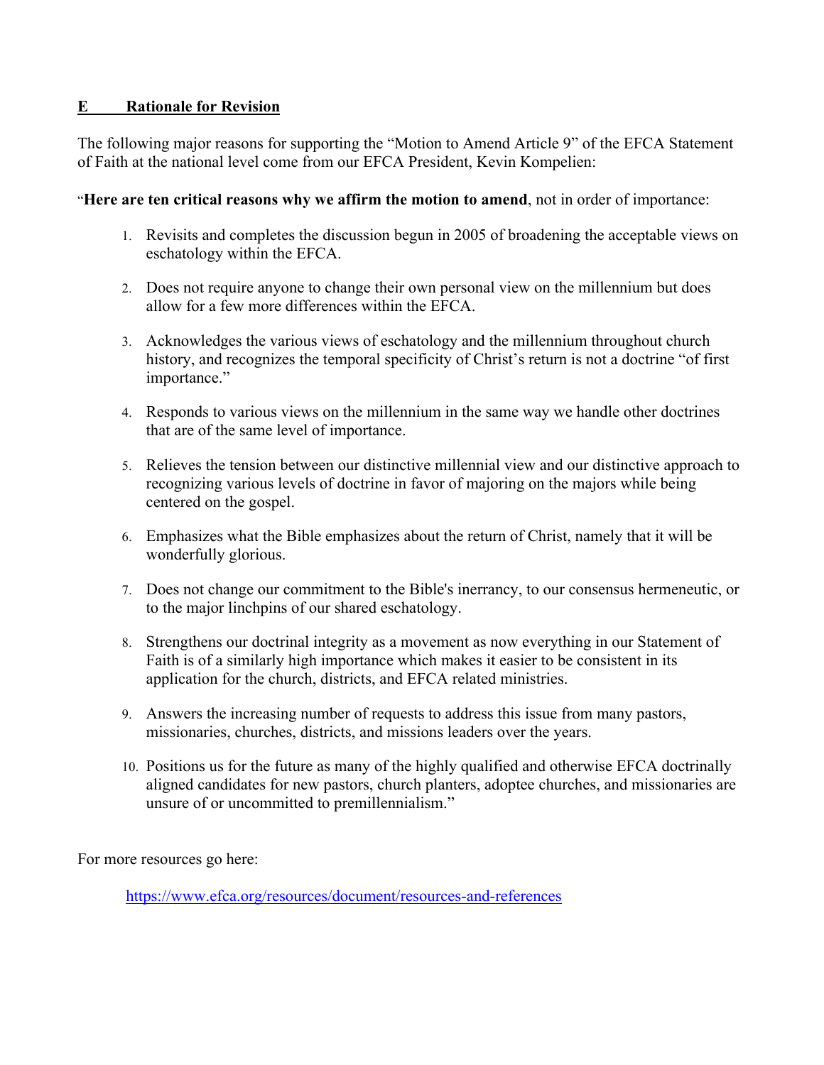## E Rationale for Revision

The following major reasons for supporting the "Motion to Amend Article 9" of the EFCA Statement of Faith at the national level come from our EFCA President, Kevin Kompelien:

"**Here are ten critical reasons why we affirm the motion to amend**, not in order of importance:

1. Revisits and completes the discussion begun in 2005 of broadening the acceptable views on eschatology within the EFCA.
2. Does not require anyone to change their own personal view on the millennium but does allow for a few more differences within the EFCA.
3. Acknowledges the various views of eschatology and the millennium throughout church history, and recognizes the temporal specificity of Christ's return is not a doctrine "of first importance."
4. Responds to various views on the millennium in the same way we handle other doctrines that are of the same level of importance.
5. Relieves the tension between our distinctive millennial view and our distinctive approach to recognizing various levels of doctrine in favor of majoring on the majors while being centered on the gospel.
6. Emphasizes what the Bible emphasizes about the return of Christ, namely that it will be wonderfully glorious.
7. Does not change our commitment to the Bible's inerrancy, to our consensus hermeneutic, or to the major linchpins of our shared eschatology.
8. Strengthens our doctrinal integrity as a movement as now everything in our Statement of Faith is of a similarly high importance which makes it easier to be consistent in its application for the church, districts, and EFCA related ministries.
9. Answers the increasing number of requests to address this issue from many pastors, missionaries, churches, districts, and missions leaders over the years.
10. Positions us for the future as many of the highly qualified and otherwise EFCA doctrinally aligned candidates for new pastors, church planters, adoptee churches, and missionaries are unsure of or uncommitted to premillennialism."

For more resources go here:

https://www.efca.org/resources/document/resources-and-references